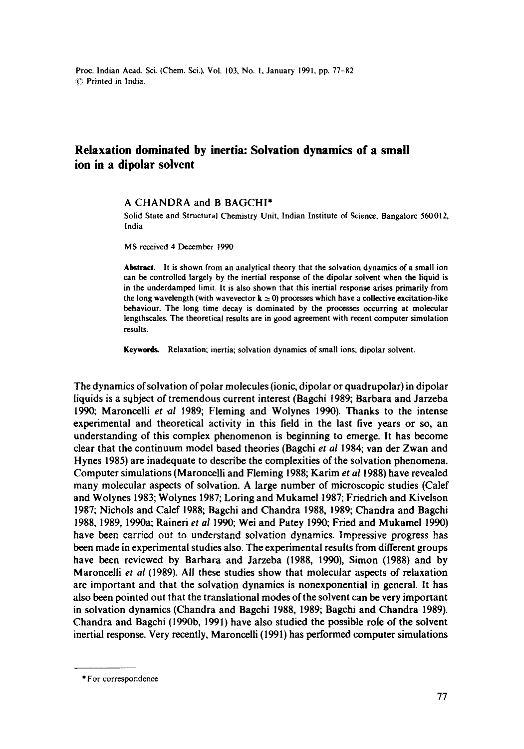# Relaxation dominated by inertia: Solvation dynamics of a small ion in a dipolar solvent

A CHANDRA and B BAGCHI*

Solid State and Structural Chemistry Unit, Indian Institute of Science, Bangalore 560012, India

MS received 4 December 1990

**Abstract.** It is shown from an analytical theory that the solvation dynamics of a small ion can be controlled largely by the inertial response of the dipolar solvent when the liquid is in the underdamped limit. It is also shown that this inertial response arises primarily from the long wavelength (with wavevector $\mathbf{k} \simeq 0$) processes which have a collective excitation-like behaviour. The long time decay is dominated by the processes occurring at molecular lengthscales. The theoretical results are in good agreement with recent computer simulation results.

**Keywords.** Relaxation; inertia; solvation dynamics of small ions; dipolar solvent.

The dynamics of solvation of polar molecules (ionic, dipolar or quadrupolar) in dipolar liquids is a subject of tremendous current interest (Bagchi 1989; Barbara and Jarzeba 1990; Maroncelli *et al* 1989; Fleming and Wolynes 1990). Thanks to the intense experimental and theoretical activity in this field in the last five years or so, an understanding of this complex phenomenon is beginning to emerge. It has become clear that the continuum model based theories (Bagchi *et al* 1984; van der Zwan and Hynes 1985) are inadequate to describe the complexities of the solvation phenomena. Computer simulations (Maroncelli and Fleming 1988; Karim *et al* 1988) have revealed many molecular aspects of solvation. A large number of microscopic studies (Calef and Wolynes 1983; Wolynes 1987; Loring and Mukamel 1987; Friedrich and Kivelson 1987; Nichols and Calef 1988; Bagchi and Chandra 1988, 1989; Chandra and Bagchi 1988, 1989, 1990a; Raineri *et al* 1990; Wei and Patey 1990; Fried and Mukamel 1990) have been carried out to understand solvation dynamics. Impressive progress has been made in experimental studies also. The experimental results from different groups have been reviewed by Barbara and Jarzeba (1988, 1990), Simon (1988) and by Maroncelli *et al* (1989). All these studies show that molecular aspects of relaxation are important and that the solvation dynamics is nonexponential in general. It has also been pointed out that the translational modes of the solvent can be very important in solvation dynamics (Chandra and Bagchi 1988, 1989; Bagchi and Chandra 1989). Chandra and Bagchi (1990b, 1991) have also studied the possible role of the solvent inertial response. Very recently, Maroncelli (1991) has performed computer simulations

---

*For correspondence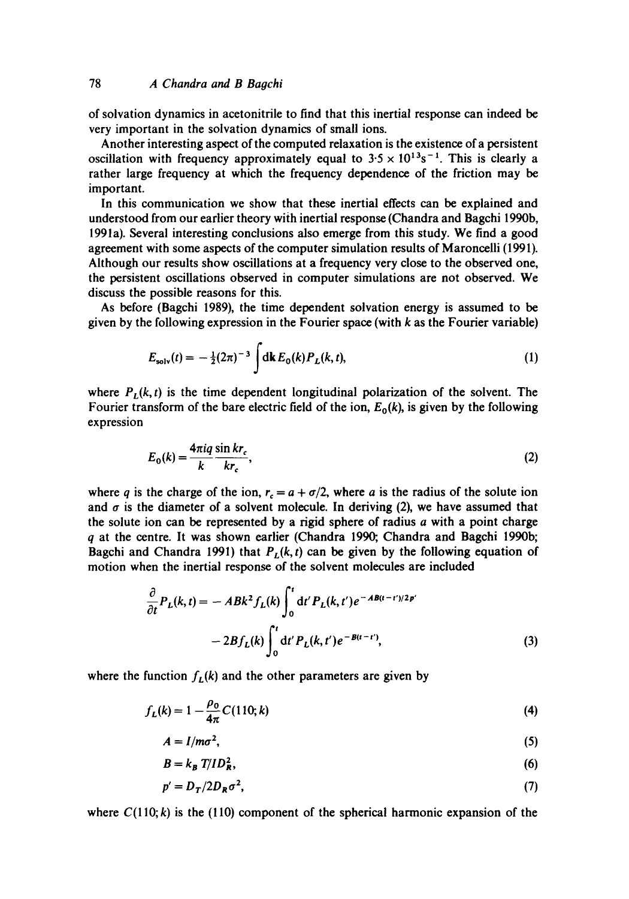of solvation dynamics in acetonitrile to find that this inertial response can indeed be very important in the solvation dynamics of small ions.

Another interesting aspect of the computed relaxation is the existence of a persistent oscillation with frequency approximately equal to $3{\cdot}5 \times 10^{13}\mathrm{s}^{-1}$. This is clearly a rather large frequency at which the frequency dependence of the friction may be important.

In this communication we show that these inertial effects can be explained and understood from our earlier theory with inertial response (Chandra and Bagchi 1990b, 1991a). Several interesting conclusions also emerge from this study. We find a good agreement with some aspects of the computer simulation results of Maroncelli (1991). Although our results show oscillations at a frequency very close to the observed one, the persistent oscillations observed in computer simulations are not observed. We discuss the possible reasons for this.

As before (Bagchi 1989), the time dependent solvation energy is assumed to be given by the following expression in the Fourier space (with $k$ as the Fourier variable)

$$E_{\mathrm{solv}}(t) = -\tfrac{1}{2}(2\pi)^{-3}\int \mathrm{d}\mathbf{k}\, E_0(k) P_L(k,t), \tag{1}$$

where $P_L(k,t)$ is the time dependent longitudinal polarization of the solvent. The Fourier transform of the bare electric field of the ion, $E_0(k)$, is given by the following expression

$$E_0(k) = \frac{4\pi i q}{k}\frac{\sin kr_c}{kr_c}, \tag{2}$$

where $q$ is the charge of the ion, $r_c = a + \sigma/2$, where $a$ is the radius of the solute ion and $\sigma$ is the diameter of a solvent molecule. In deriving (2), we have assumed that the solute ion can be represented by a rigid sphere of radius $a$ with a point charge $q$ at the centre. It was shown earlier (Chandra 1990; Chandra and Bagchi 1990b; Bagchi and Chandra 1991) that $P_L(k,t)$ can be given by the following equation of motion when the inertial response of the solvent molecules are included

$$\frac{\partial}{\partial t}P_L(k,t) = -ABk^2 f_L(k)\int_0^t \mathrm{d}t'\, P_L(k,t')e^{-AB(t-t')/2p'} - 2Bf_L(k)\int_0^t \mathrm{d}t'\, P_L(k,t')e^{-B(t-t')}, \tag{3}$$

where the function $f_L(k)$ and the other parameters are given by

$$f_L(k) = 1 - \frac{\rho_0}{4\pi}C(110;k) \tag{4}$$

$$A = I/m\sigma^2, \tag{5}$$

$$B = k_B T/ID_R^2, \tag{6}$$

$$p' = D_T/2D_R\sigma^2, \tag{7}$$

where $C(110;k)$ is the (110) component of the spherical harmonic expansion of the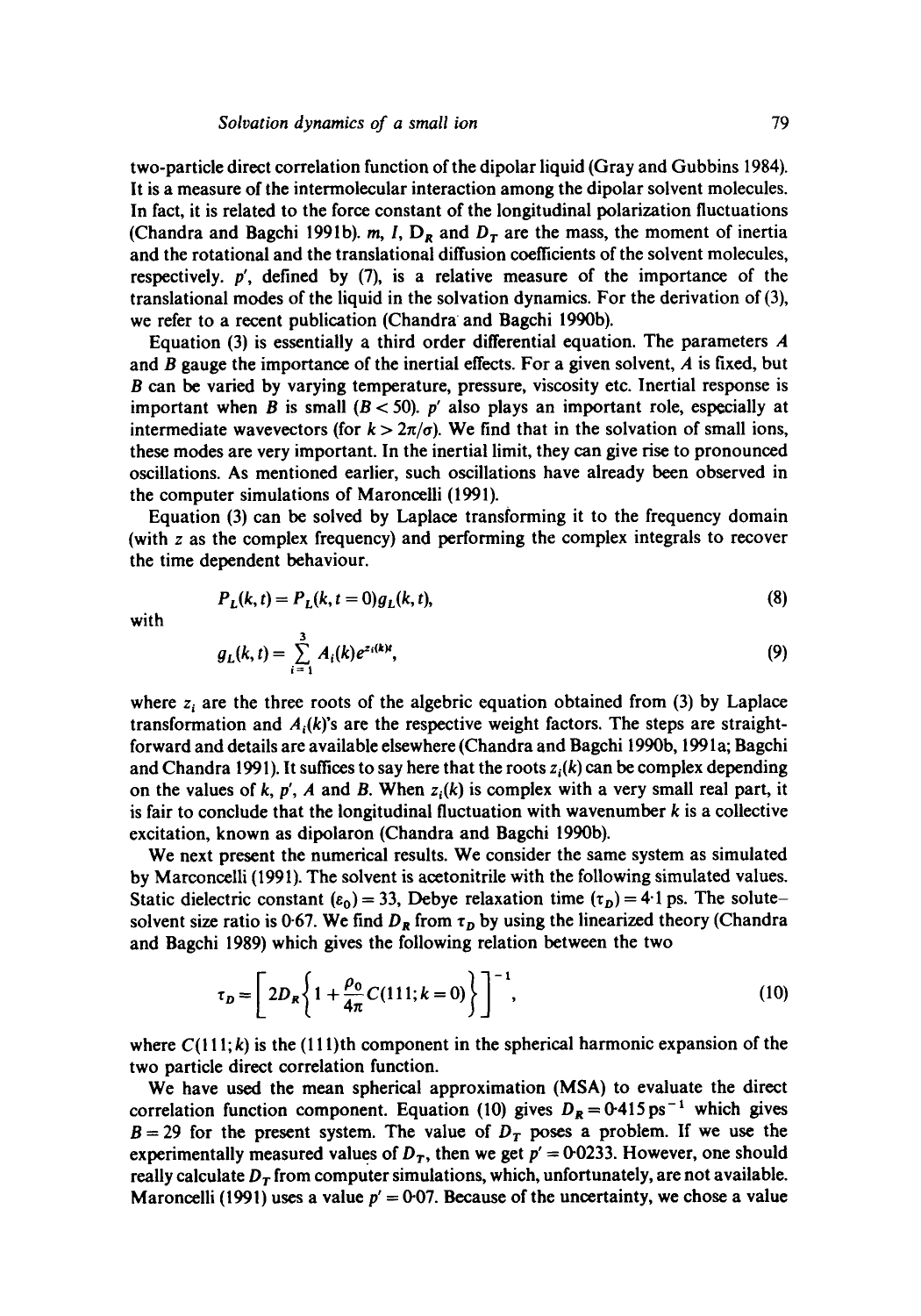two-particle direct correlation function of the dipolar liquid (Gray and Gubbins 1984). It is a measure of the intermolecular interaction among the dipolar solvent molecules. In fact, it is related to the force constant of the longitudinal polarization fluctuations (Chandra and Bagchi 1991b). $m$, $I$, $D_R$ and $D_T$ are the mass, the moment of inertia and the rotational and the translational diffusion coefficients of the solvent molecules, respectively. $p'$, defined by (7), is a relative measure of the importance of the translational modes of the liquid in the solvation dynamics. For the derivation of (3), we refer to a recent publication (Chandra and Bagchi 1990b).

Equation (3) is essentially a third order differential equation. The parameters $A$ and $B$ gauge the importance of the inertial effects. For a given solvent, $A$ is fixed, but $B$ can be varied by varying temperature, pressure, viscosity etc. Inertial response is important when $B$ is small ($B < 50$). $p'$ also plays an important role, especially at intermediate wavevectors (for $k > 2\pi/\sigma$). We find that in the solvation of small ions, these modes are very important. In the inertial limit, they can give rise to pronounced oscillations. As mentioned earlier, such oscillations have already been observed in the computer simulations of Maroncelli (1991).

Equation (3) can be solved by Laplace transforming it to the frequency domain (with $z$ as the complex frequency) and performing the complex integrals to recover the time dependent behaviour.

$$P_L(k,t) = P_L(k, t=0) g_L(k,t), \tag{8}$$

with

$$g_L(k,t) = \sum_{i=1}^{3} A_i(k) e^{z_i(k)t}, \tag{9}$$

where $z_i$ are the three roots of the algebraic equation obtained from (3) by Laplace transformation and $A_i(k)$'s are the respective weight factors. The steps are straightforward and details are available elsewhere (Chandra and Bagchi 1990b, 1991a; Bagchi and Chandra 1991). It suffices to say here that the roots $z_i(k)$ can be complex depending on the values of $k$, $p'$, $A$ and $B$. When $z_i(k)$ is complex with a very small real part, it is fair to conclude that the longitudinal fluctuation with wavenumber $k$ is a collective excitation, known as dipolaron (Chandra and Bagchi 1990b).

We next present the numerical results. We consider the same system as simulated by Marconcelli (1991). The solvent is acetonitrile with the following simulated values. Static dielectric constant $(\varepsilon_0) = 33$, Debye relaxation time $(\tau_D) = 4{\cdot}1$ ps. The solute–solvent size ratio is 0·67. We find $D_R$ from $\tau_D$ by using the linearized theory (Chandra and Bagchi 1989) which gives the following relation between the two

$$\tau_D = \left[ 2D_R \left\{ 1 + \frac{\rho_0}{4\pi} C(111; k=0) \right\} \right]^{-1}, \tag{10}$$

where $C(111;k)$ is the (111)th component in the spherical harmonic expansion of the two particle direct correlation function.

We have used the mean spherical approximation (MSA) to evaluate the direct correlation function component. Equation (10) gives $D_R = 0{\cdot}415\,\mathrm{ps}^{-1}$ which gives $B = 29$ for the present system. The value of $D_T$ poses a problem. If we use the experimentally measured values of $D_T$, then we get $p' = 0{\cdot}0233$. However, one should really calculate $D_T$ from computer simulations, which, unfortunately, are not available. Maroncelli (1991) uses a value $p' = 0{\cdot}07$. Because of the uncertainty, we chose a value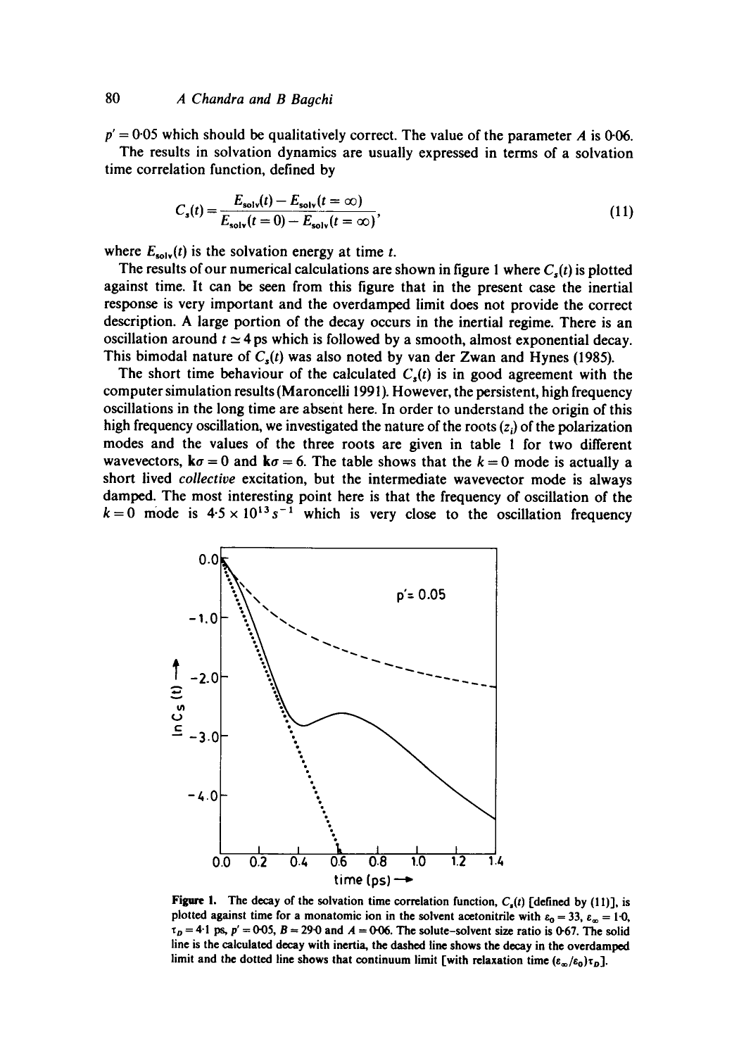$p' = 0.05$ which should be qualitatively correct. The value of the parameter $A$ is 0·06.

The results in solvation dynamics are usually expressed in terms of a solvation time correlation function, defined by

$$C_s(t) = \frac{E_{\text{solv}}(t) - E_{\text{solv}}(t = \infty)}{E_{\text{solv}}(t = 0) - E_{\text{solv}}(t = \infty)}, \tag{11}$$

where $E_{\text{solv}}(t)$ is the solvation energy at time $t$.

The results of our numerical calculations are shown in figure 1 where $C_s(t)$ is plotted against time. It can be seen from this figure that in the present case the inertial response is very important and the overdamped limit does not provide the correct description. A large portion of the decay occurs in the inertial regime. There is an oscillation around $t \simeq 4$ ps which is followed by a smooth, almost exponential decay. This bimodal nature of $C_s(t)$ was also noted by van der Zwan and Hynes (1985).

The short time behaviour of the calculated $C_s(t)$ is in good agreement with the computer simulation results (Maroncelli 1991). However, the persistent, high frequency oscillations in the long time are absent here. In order to understand the origin of this high frequency oscillation, we investigated the nature of the roots ($z_i$) of the polarization modes and the values of the three roots are given in table 1 for two different wavevectors, $\mathbf{k}\sigma = 0$ and $\mathbf{k}\sigma = 6$. The table shows that the $k = 0$ mode is actually a short lived *collective* excitation, but the intermediate wavevector mode is always damped. The most interesting point here is that the frequency of oscillation of the $k = 0$ mode is $4.5 \times 10^{13}\,\text{s}^{-1}$ which is very close to the oscillation frequency

**Figure 1.** The decay of the solvation time correlation function, $C_s(t)$ [defined by (11)], is plotted against time for a monatomic ion in the solvent acetonitrile with $\varepsilon_0 = 33$, $\varepsilon_\infty = 1.0$, $\tau_D = 4.1$ ps, $p' = 0.05$, $B = 29.0$ and $A = 0.06$. The solute–solvent size ratio is 0·67. The solid line is the calculated decay with inertia, the dashed line shows the decay in the overdamped limit and the dotted line shows that continuum limit [with relaxation time $(\varepsilon_\infty/\varepsilon_0)\tau_D$].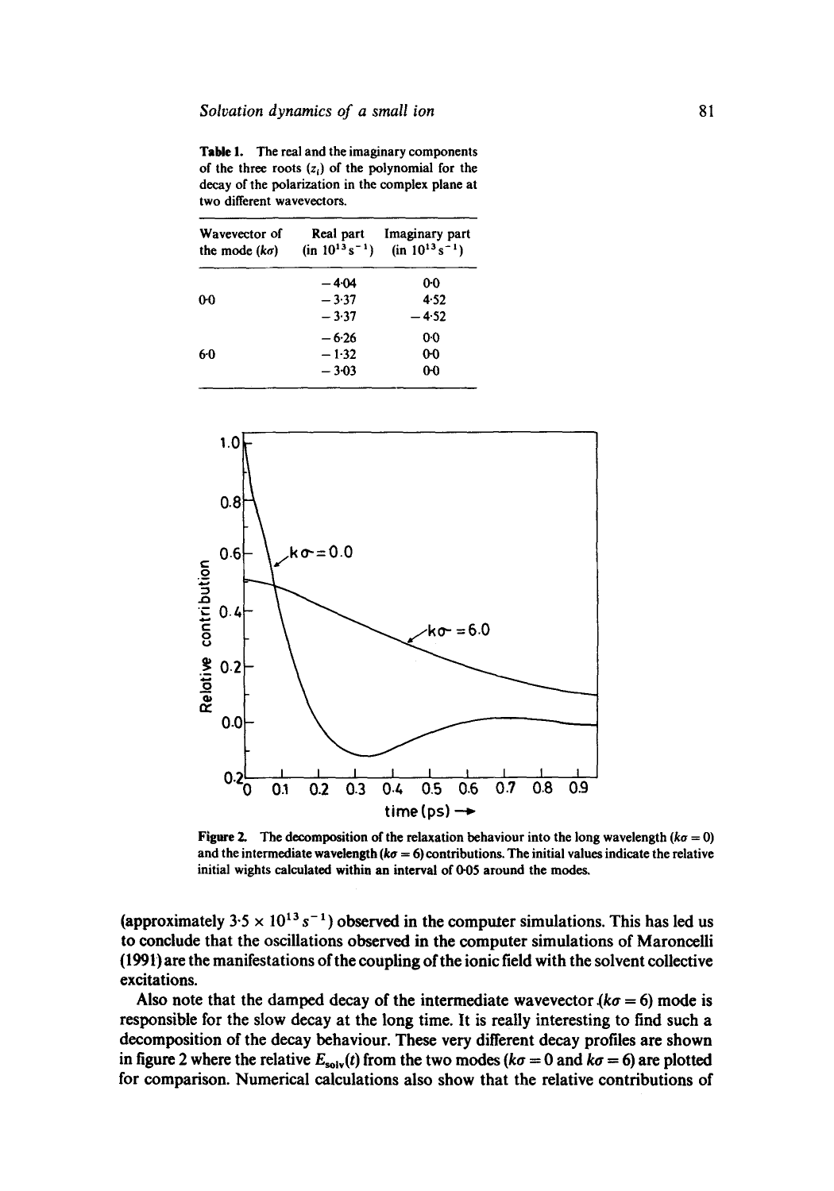**Table 1.** The real and the imaginary components of the three roots ($z_i$) of the polynomial for the decay of the polarization in the complex plane at two different wavevectors.

| Wavevector of the mode ($k\sigma$) | Real part (in $10^{13}\,s^{-1}$) | Imaginary part (in $10^{13}\,s^{-1}$) |
|---|---|---|
| | −4·04 | 0·0 |
| 0·0 | −3·37 | 4·52 |
| | −3·37 | −4·52 |
| | −6·26 | 0·0 |
| 6·0 | −1·32 | 0·0 |
| | −3·03 | 0·0 |

**Figure 2.** The decomposition of the relaxation behaviour into the long wavelength ($k\sigma = 0$) and the intermediate wavelength ($k\sigma = 6$) contributions. The initial values indicate the relative initial wights calculated within an interval of 0·05 around the modes.

(approximately $3{\cdot}5 \times 10^{13}\,s^{-1}$) observed in the computer simulations. This has led us to conclude that the oscillations observed in the computer simulations of Maroncelli (1991) are the manifestations of the coupling of the ionic field with the solvent collective excitations.

Also note that the damped decay of the intermediate wavevector ($k\sigma = 6$) mode is responsible for the slow decay at the long time. It is really interesting to find such a decomposition of the decay behaviour. These very different decay profiles are shown in figure 2 where the relative $E_{solv}(t)$ from the two modes ($k\sigma = 0$ and $k\sigma = 6$) are plotted for comparison. Numerical calculations also show that the relative contributions of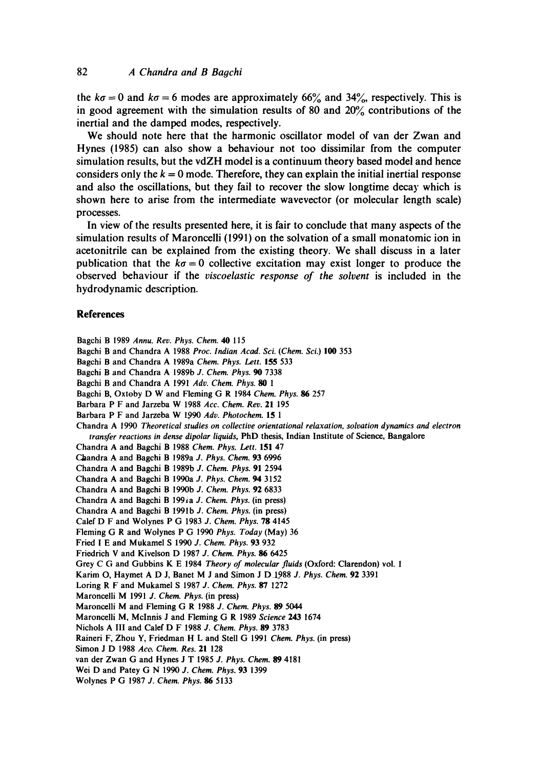the $k\sigma = 0$ and $k\sigma = 6$ modes are approximately 66% and 34%, respectively. This is in good agreement with the simulation results of 80 and 20% contributions of the inertial and the damped modes, respectively.

We should note here that the harmonic oscillator model of van der Zwan and Hynes (1985) can also show a behaviour not too dissimilar from the computer simulation results, but the vdZH model is a continuum theory based model and hence considers only the $k = 0$ mode. Therefore, they can explain the initial inertial response and also the oscillations, but they fail to recover the slow longtime decay which is shown here to arise from the intermediate wavevector (or molecular length scale) processes.

In view of the results presented here, it is fair to conclude that many aspects of the simulation results of Maroncelli (1991) on the solvation of a small monatomic ion in acetonitrile can be explained from the existing theory. We shall discuss in a later publication that the $k\sigma = 0$ collective excitation may exist longer to produce the observed behaviour if the *viscoelastic response of the solvent* is included in the hydrodynamic description.

## References

Bagchi B 1989 *Annu. Rev. Phys. Chem.* **40** 115

Bagchi B and Chandra A 1988 *Proc. Indian Acad. Sci. (Chem. Sci.)* **100** 353

Bagchi B and Chandra A 1989a *Chem. Phys. Lett.* **155** 533

Bagchi B and Chandra A 1989b *J. Chem. Phys.* **90** 7338

Bagchi B and Chandra A 1991 *Adv. Chem. Phys.* **80** 1

Bagchi B, Oxtoby D W and Fleming G R 1984 *Chem. Phys.* **86** 257

Barbara P F and Jarzeba W 1988 *Acc. Chem. Rev.* **21** 195

Barbara P F and Jarzeba W 1990 *Adv. Photochem.* **15** 1

Chandra A 1990 *Theoretical studies on collective orientational relaxation, solvation dynamics and electron transfer reactions in dense dipolar liquids*, PhD thesis, Indian Institute of Science, Bangalore

Chandra A and Bagchi B 1988 *Chem. Phys. Lett.* **151** 47

Chandra A and Bagchi B 1989a *J. Phys. Chem.* **93** 6996

Chandra A and Bagchi B 1989b *J. Chem. Phys.* **91** 2594

Chandra A and Bagchi B 1990a *J. Phys. Chem.* **94** 3152

Chandra A and Bagchi B 1990b *J. Chem. Phys.* **92** 6833

Chandra A and Bagchi B 1991a *J. Chem. Phys.* (in press)

Chandra A and Bagchi B 1991b *J. Chem. Phys.* (in press)

Calef D F and Wolynes P G 1983 *J. Chem. Phys.* **78** 4145

Fleming G R and Wolynes P G 1990 *Phys. Today* (May) 36

Fried I E and Mukamel S 1990 *J. Chem. Phys.* **93** 932

Friedrich V and Kivelson D 1987 *J. Chem. Phys.* **86** 6425

Grey C G and Gubbins K E 1984 *Theory of molecular fluids* (Oxford: Clarendon) vol. 1

Karim O, Haymet A D J, Banet M J and Simon J D 1988 *J. Phys. Chem.* **92** 3391

Loring R F and Mukamel S 1987 *J. Chem. Phys.* **87** 1272

Maroncelli M 1991 *J. Chem. Phys.* (in press)

Maroncelli M and Fleming G R 1988 *J. Chem. Phys.* **89** 5044

Maroncelli M, McInnis J and Fleming G R 1989 *Science* **243** 1674

Nichols A III and Calef D F 1988 *J. Chem. Phys.* **89** 3783

Raineri F, Zhou Y, Friedman H L and Stell G 1991 *Chem. Phys.* (in press)

Simon J D 1988 *Acc. Chem. Res.* **21** 128

van der Zwan G and Hynes J T 1985 *J. Phys. Chem.* **89** 4181

Wei D and Patey G N 1990 *J. Chem. Phys.* **93** 1399

Wolynes P G 1987 *J. Chem. Phys.* **86** 5133